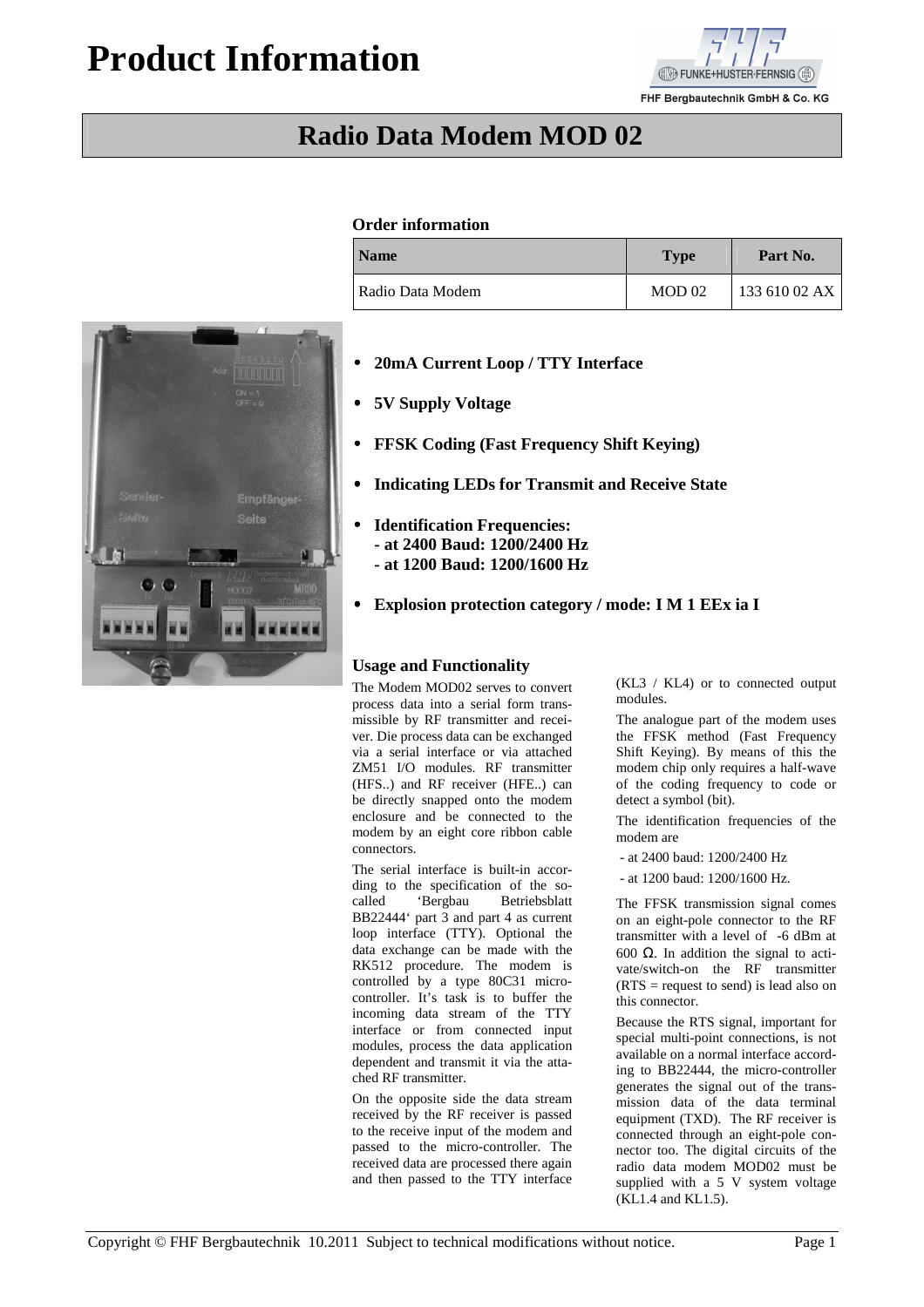# Product Information

FHF Bergbautechnik GmbH & Co. KG

## Radio Data Modem MOD 02

### Order information

| Name | Type | Part No. |
|---|---|---|
| Radio Data Modem | MOD 02 | 133 610 02 AX |

- **20mA Current Loop / TTY Interface**
- **5V Supply Voltage**
- **FFSK Coding (Fast Frequency Shift Keying)**
- **Indicating LEDs for Transmit and Receive State**
- **Identification Frequencies:**
  **- at 2400 Baud: 1200/2400 Hz**
  **- at 1200 Baud: 1200/1600 Hz**
- **Explosion protection category / mode: I M 1 EEx ia I**

### Usage and Functionality

The Modem MOD02 serves to convert process data into a serial form transmissible by RF transmitter and receiver. Die process data can be exchanged via a serial interface or via attached ZM51 I/O modules. RF transmitter (HFS..) and RF receiver (HFE..) can be directly snapped onto the modem enclosure and be connected to the modem by an eight core ribbon cable connectors.

The serial interface is built-in according to the specification of the so-called 'Bergbau Betriebsblatt BB22444' part 3 and part 4 as current loop interface (TTY). Optional the data exchange can be made with the RK512 procedure. The modem is controlled by a type 80C31 micro-controller. It's task is to buffer the incoming data stream of the TTY interface or from connected input modules, process the data application dependent and transmit it via the attached RF transmitter.

On the opposite side the data stream received by the RF receiver is passed to the receive input of the modem and passed to the micro-controller. The received data are processed there again and then passed to the TTY interface (KL3 / KL4) or to connected output modules.

The analogue part of the modem uses the FFSK method (Fast Frequency Shift Keying). By means of this the modem chip only requires a half-wave of the coding frequency to code or detect a symbol (bit).

The identification frequencies of the modem are

- at 2400 baud: 1200/2400 Hz
- at 1200 baud: 1200/1600 Hz.

The FFSK transmission signal comes on an eight-pole connector to the RF transmitter with a level of -6 dBm at 600 Ω. In addition the signal to activate/switch-on the RF transmitter (RTS = request to send) is lead also on this connector.

Because the RTS signal, important for special multi-point connections, is not available on a normal interface according to BB22444, the micro-controller generates the signal out of the transmission data of the data terminal equipment (TXD). The RF receiver is connected through an eight-pole connector too. The digital circuits of the radio data modem MOD02 must be supplied with a 5 V system voltage (KL1.4 and KL1.5).

Copyright © FHF Bergbautechnik 10.2011 Subject to technical modifications without notice.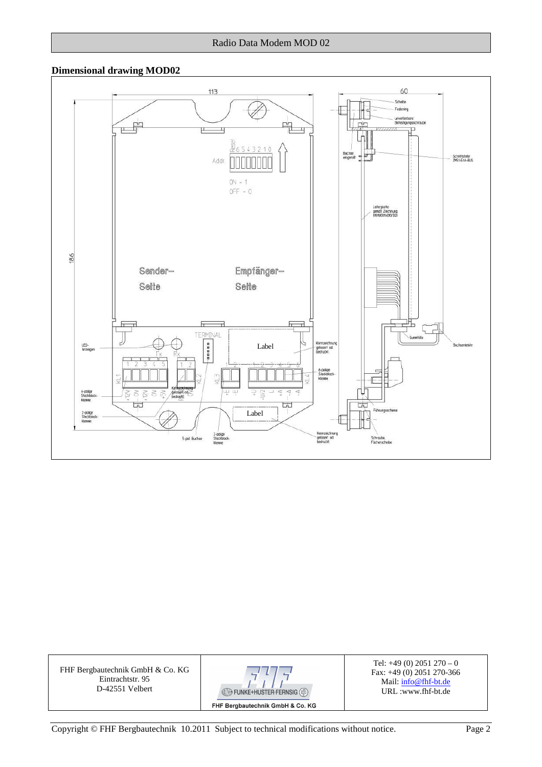## Dimensional drawing MOD02

113

60

186

Scheibe

Federring

unverlierbare Befestigungsschraube

Buchse eingenöl

Schnittstelle ZMS1-EJA-BUS

Leiterplatte gemäß Zeichnung

Reset

6 5 4 3 2 1 0

Addr.

ON = 1

OFF = 0

Sender-Seite

Empfänger-Seite

Gummitülle

Buchsenleiste

TERMINAL

LED-Anzeigen

Tx

Rx

Label

Kennzeichnung gelasert od. bedruckt

6-polige Steckblock-klemme

4-polige Steckblock-klemme

2-polige Steckblock-klemme

KL1

KL2

KL3

KL4

+12V 0V +12V 0V +5V

Kennzeichnung gelasert od. bedruckt

+E -E

+U +U2 L +A -A -A

Führungsschiene

Label

5-pol. Buchse

2-polige Steckblock-klemme

Kennzeichnung gelasert od. bedruckt

Schraube, Fächerscheibe

| | | |
|---|---|---|
| FHF Bergbautechnik GmbH & Co. KG<br>Eintrachtstr. 95<br>D-42551 Velbert | FUNKE+HUSTER·FERNSIG<br>FHF Bergbautechnik GmbH & Co. KG | Tel: +49 (0) 2051 270 – 0<br>Fax: +49 (0) 2051 270-366<br>Mail: info@fhf-bt.de<br>URL :www.fhf-bt.de |

Copyright © FHF Bergbautechnik 10.2011 Subject to technical modifications without notice.